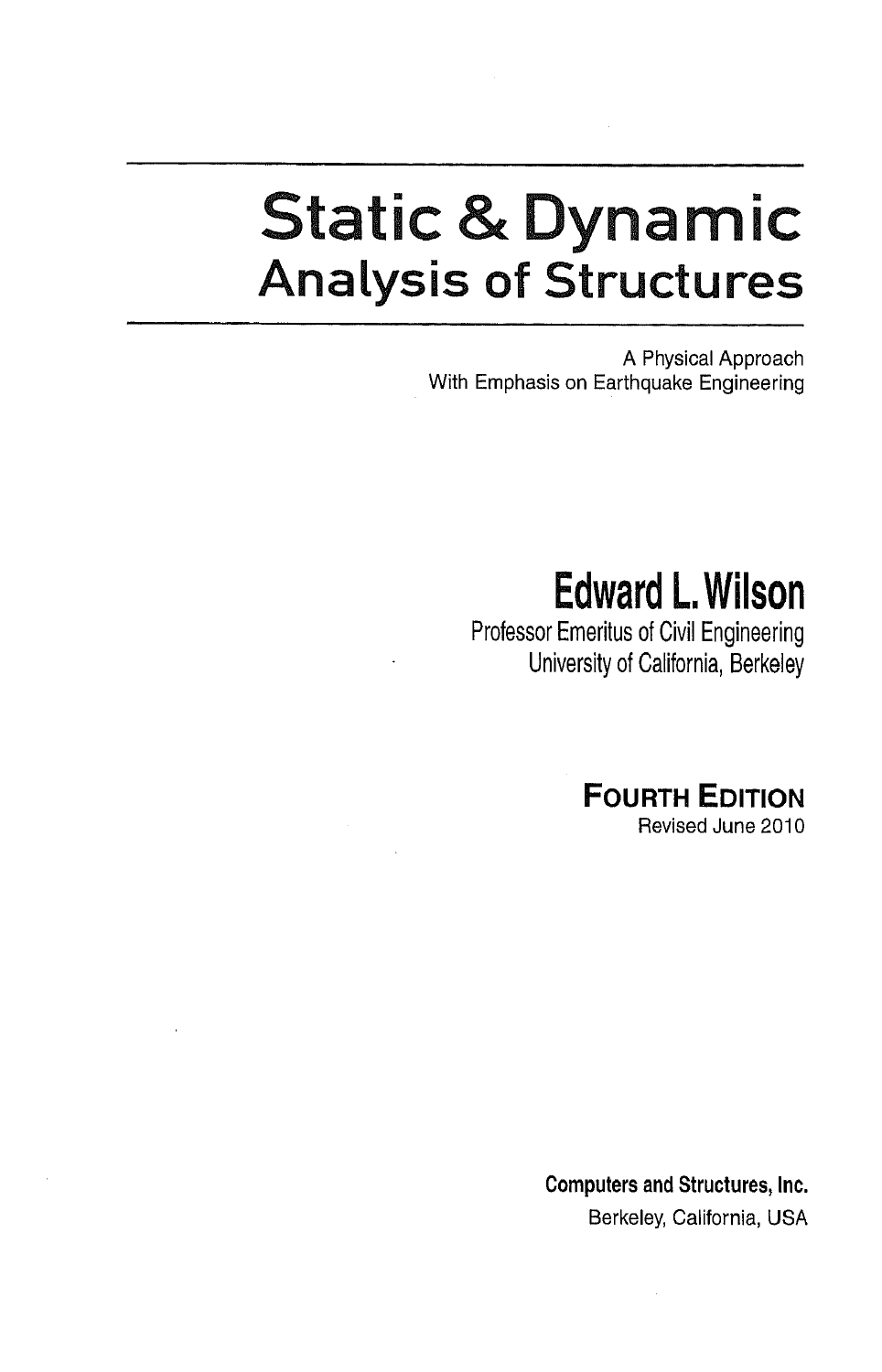# Static & Dynamic Analysis of Structures

A Physical Approach
With Emphasis on Earthquake Engineering

## Edward L. Wilson

Professor Emeritus of Civil Engineering
University of California, Berkeley

**FOURTH EDITION**
Revised June 2010

**Computers and Structures, Inc.**
Berkeley, California, USA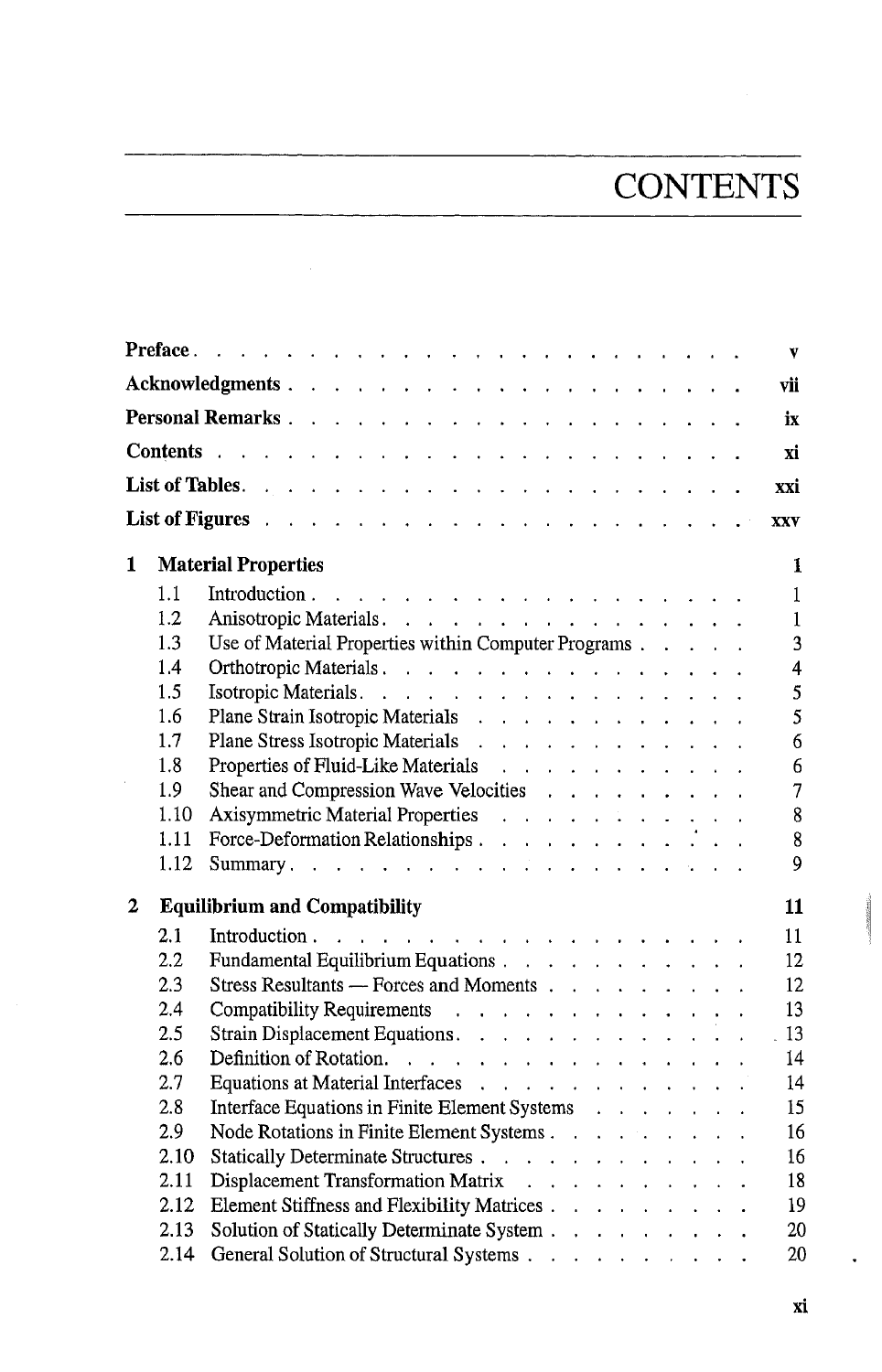# CONTENTS

| | | |
|---|---|---|
| **Preface** | | v |
| **Acknowledgments** | | vii |
| **Personal Remarks** | | ix |
| **Contents** | | xi |
| **List of Tables** | | xxi |
| **List of Figures** | | xxv |
| **1** | **Material Properties** | **1** |
| 1.1 | Introduction | 1 |
| 1.2 | Anisotropic Materials | 1 |
| 1.3 | Use of Material Properties within Computer Programs | 3 |
| 1.4 | Orthotropic Materials | 4 |
| 1.5 | Isotropic Materials | 5 |
| 1.6 | Plane Strain Isotropic Materials | 5 |
| 1.7 | Plane Stress Isotropic Materials | 6 |
| 1.8 | Properties of Fluid-Like Materials | 6 |
| 1.9 | Shear and Compression Wave Velocities | 7 |
| 1.10 | Axisymmetric Material Properties | 8 |
| 1.11 | Force-Deformation Relationships | 8 |
| 1.12 | Summary | 9 |
| **2** | **Equilibrium and Compatibility** | **11** |
| 2.1 | Introduction | 11 |
| 2.2 | Fundamental Equilibrium Equations | 12 |
| 2.3 | Stress Resultants — Forces and Moments | 12 |
| 2.4 | Compatibility Requirements | 13 |
| 2.5 | Strain Displacement Equations | 13 |
| 2.6 | Definition of Rotation | 14 |
| 2.7 | Equations at Material Interfaces | 14 |
| 2.8 | Interface Equations in Finite Element Systems | 15 |
| 2.9 | Node Rotations in Finite Element Systems | 16 |
| 2.10 | Statically Determinate Structures | 16 |
| 2.11 | Displacement Transformation Matrix | 18 |
| 2.12 | Element Stiffness and Flexibility Matrices | 19 |
| 2.13 | Solution of Statically Determinate System | 20 |
| 2.14 | General Solution of Structural Systems | 20 |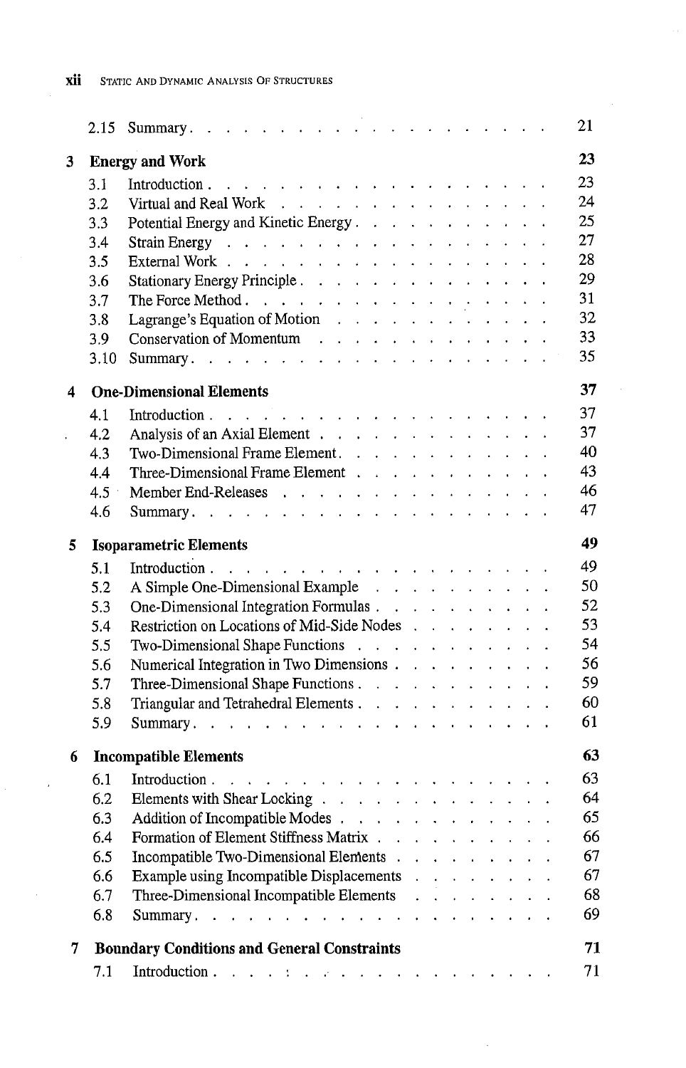| | | |
|---|---|---|
| 2.15 | Summary | 21 |
| **3** | **Energy and Work** | **23** |
| 3.1 | Introduction | 23 |
| 3.2 | Virtual and Real Work | 24 |
| 3.3 | Potential Energy and Kinetic Energy | 25 |
| 3.4 | Strain Energy | 27 |
| 3.5 | External Work | 28 |
| 3.6 | Stationary Energy Principle | 29 |
| 3.7 | The Force Method | 31 |
| 3.8 | Lagrange's Equation of Motion | 32 |
| 3.9 | Conservation of Momentum | 33 |
| 3.10 | Summary | 35 |
| **4** | **One-Dimensional Elements** | **37** |
| 4.1 | Introduction | 37 |
| 4.2 | Analysis of an Axial Element | 37 |
| 4.3 | Two-Dimensional Frame Element | 40 |
| 4.4 | Three-Dimensional Frame Element | 43 |
| 4.5 | Member End-Releases | 46 |
| 4.6 | Summary | 47 |
| **5** | **Isoparametric Elements** | **49** |
| 5.1 | Introduction | 49 |
| 5.2 | A Simple One-Dimensional Example | 50 |
| 5.3 | One-Dimensional Integration Formulas | 52 |
| 5.4 | Restriction on Locations of Mid-Side Nodes | 53 |
| 5.5 | Two-Dimensional Shape Functions | 54 |
| 5.6 | Numerical Integration in Two Dimensions | 56 |
| 5.7 | Three-Dimensional Shape Functions | 59 |
| 5.8 | Triangular and Tetrahedral Elements | 60 |
| 5.9 | Summary | 61 |
| **6** | **Incompatible Elements** | **63** |
| 6.1 | Introduction | 63 |
| 6.2 | Elements with Shear Locking | 64 |
| 6.3 | Addition of Incompatible Modes | 65 |
| 6.4 | Formation of Element Stiffness Matrix | 66 |
| 6.5 | Incompatible Two-Dimensional Elements | 67 |
| 6.6 | Example using Incompatible Displacements | 67 |
| 6.7 | Three-Dimensional Incompatible Elements | 68 |
| 6.8 | Summary | 69 |
| **7** | **Boundary Conditions and General Constraints** | **71** |
| 7.1 | Introduction | 71 |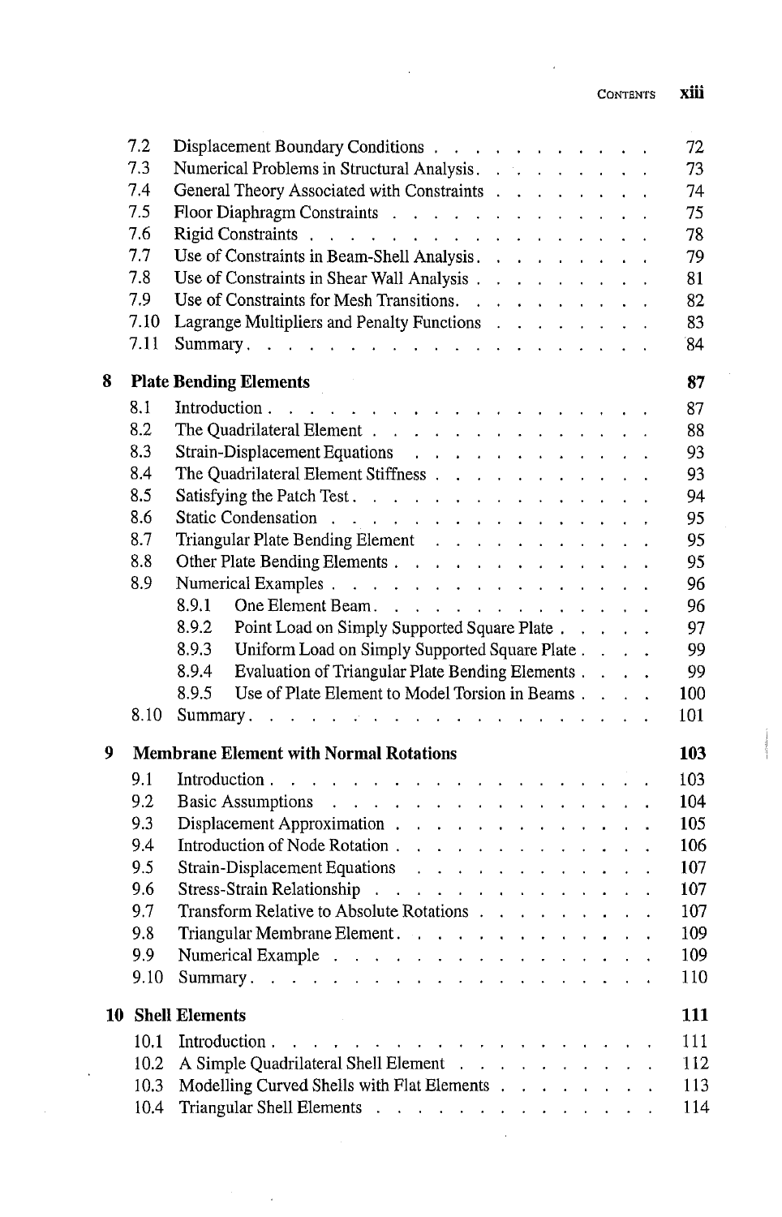7.2 Displacement Boundary Conditions . . . . . . . . . . . . 72
7.3 Numerical Problems in Structural Analysis . . . . . . . . . . 73
7.4 General Theory Associated with Constraints . . . . . . . . . 74
7.5 Floor Diaphragm Constraints . . . . . . . . . . . . . . 75
7.6 Rigid Constraints . . . . . . . . . . . . . . . . . . 78
7.7 Use of Constraints in Beam-Shell Analysis . . . . . . . . . . 79
7.8 Use of Constraints in Shear Wall Analysis . . . . . . . . . . 81
7.9 Use of Constraints for Mesh Transitions . . . . . . . . . . 82
7.10 Lagrange Multipliers and Penalty Functions . . . . . . . . . 83
7.11 Summary . . . . . . . . . . . . . . . . . . . . 84

**8 Plate Bending Elements** **87**

8.1 Introduction . . . . . . . . . . . . . . . . . . . . 87
8.2 The Quadrilateral Element . . . . . . . . . . . . . . . 88
8.3 Strain-Displacement Equations . . . . . . . . . . . . . 93
8.4 The Quadrilateral Element Stiffness . . . . . . . . . . . . 93
8.5 Satisfying the Patch Test . . . . . . . . . . . . . . . . 94
8.6 Static Condensation . . . . . . . . . . . . . . . . . 95
8.7 Triangular Plate Bending Element . . . . . . . . . . . . 95
8.8 Other Plate Bending Elements . . . . . . . . . . . . . . 95
8.9 Numerical Examples . . . . . . . . . . . . . . . . . 96
 8.9.1 One Element Beam . . . . . . . . . . . . . . . 96
 8.9.2 Point Load on Simply Supported Square Plate . . . . . 97
 8.9.3 Uniform Load on Simply Supported Square Plate . . . . 99
 8.9.4 Evaluation of Triangular Plate Bending Elements . . . . 99
 8.9.5 Use of Plate Element to Model Torsion in Beams . . . . 100
8.10 Summary . . . . . . . . . . . . . . . . . . . . 101

**9 Membrane Element with Normal Rotations** **103**

9.1 Introduction . . . . . . . . . . . . . . . . . . . . 103
9.2 Basic Assumptions . . . . . . . . . . . . . . . . . 104
9.3 Displacement Approximation . . . . . . . . . . . . . . 105
9.4 Introduction of Node Rotation . . . . . . . . . . . . . . 106
9.5 Strain-Displacement Equations . . . . . . . . . . . . . 107
9.6 Stress-Strain Relationship . . . . . . . . . . . . . . . 107
9.7 Transform Relative to Absolute Rotations . . . . . . . . . . 107
9.8 Triangular Membrane Element . . . . . . . . . . . . . . 109
9.9 Numerical Example . . . . . . . . . . . . . . . . . 109
9.10 Summary . . . . . . . . . . . . . . . . . . . . 110

**10 Shell Elements** **111**

10.1 Introduction . . . . . . . . . . . . . . . . . . . . 111
10.2 A Simple Quadrilateral Shell Element . . . . . . . . . . . 112
10.3 Modelling Curved Shells with Flat Elements . . . . . . . . . 113
10.4 Triangular Shell Elements . . . . . . . . . . . . . . . 114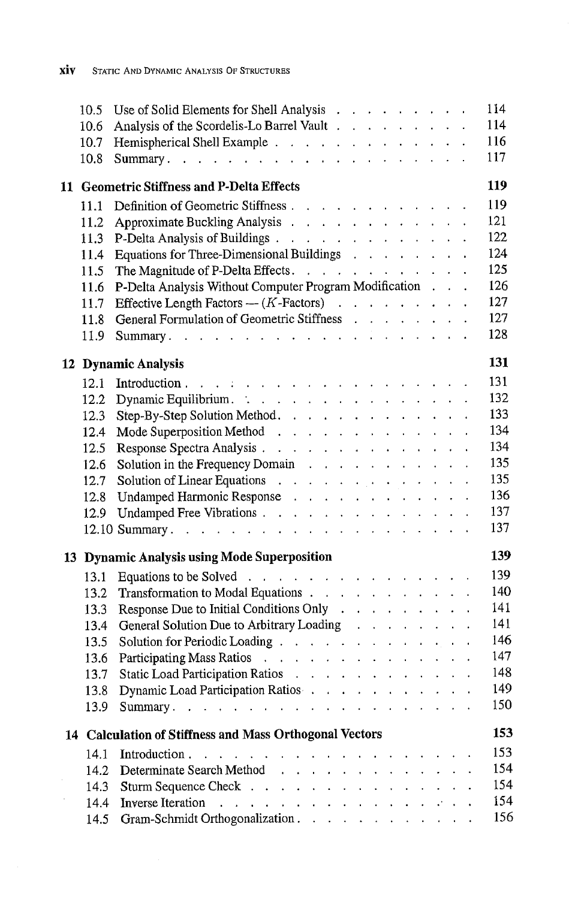| | | |
|---|---|---|
| 10.5 | Use of Solid Elements for Shell Analysis | 114 |
| 10.6 | Analysis of the Scordelis-Lo Barrel Vault | 114 |
| 10.7 | Hemispherical Shell Example | 116 |
| 10.8 | Summary | 117 |

**11 Geometric Stiffness and P-Delta Effects** **119**

| | | |
|---|---|---|
| 11.1 | Definition of Geometric Stiffness | 119 |
| 11.2 | Approximate Buckling Analysis | 121 |
| 11.3 | P-Delta Analysis of Buildings | 122 |
| 11.4 | Equations for Three-Dimensional Buildings | 124 |
| 11.5 | The Magnitude of P-Delta Effects | 125 |
| 11.6 | P-Delta Analysis Without Computer Program Modification | 126 |
| 11.7 | Effective Length Factors — ($K$-Factors) | 127 |
| 11.8 | General Formulation of Geometric Stiffness | 127 |
| 11.9 | Summary | 128 |

**12 Dynamic Analysis** **131**

| | | |
|---|---|---|
| 12.1 | Introduction | 131 |
| 12.2 | Dynamic Equilibrium | 132 |
| 12.3 | Step-By-Step Solution Method | 133 |
| 12.4 | Mode Superposition Method | 134 |
| 12.5 | Response Spectra Analysis | 134 |
| 12.6 | Solution in the Frequency Domain | 135 |
| 12.7 | Solution of Linear Equations | 135 |
| 12.8 | Undamped Harmonic Response | 136 |
| 12.9 | Undamped Free Vibrations | 137 |
| 12.10 | Summary | 137 |

**13 Dynamic Analysis using Mode Superposition** **139**

| | | |
|---|---|---|
| 13.1 | Equations to be Solved | 139 |
| 13.2 | Transformation to Modal Equations | 140 |
| 13.3 | Response Due to Initial Conditions Only | 141 |
| 13.4 | General Solution Due to Arbitrary Loading | 141 |
| 13.5 | Solution for Periodic Loading | 146 |
| 13.6 | Participating Mass Ratios | 147 |
| 13.7 | Static Load Participation Ratios | 148 |
| 13.8 | Dynamic Load Participation Ratios | 149 |
| 13.9 | Summary | 150 |

**14 Calculation of Stiffness and Mass Orthogonal Vectors** **153**

| | | |
|---|---|---|
| 14.1 | Introduction | 153 |
| 14.2 | Determinate Search Method | 154 |
| 14.3 | Sturm Sequence Check | 154 |
| 14.4 | Inverse Iteration | 154 |
| 14.5 | Gram-Schmidt Orthogonalization | 156 |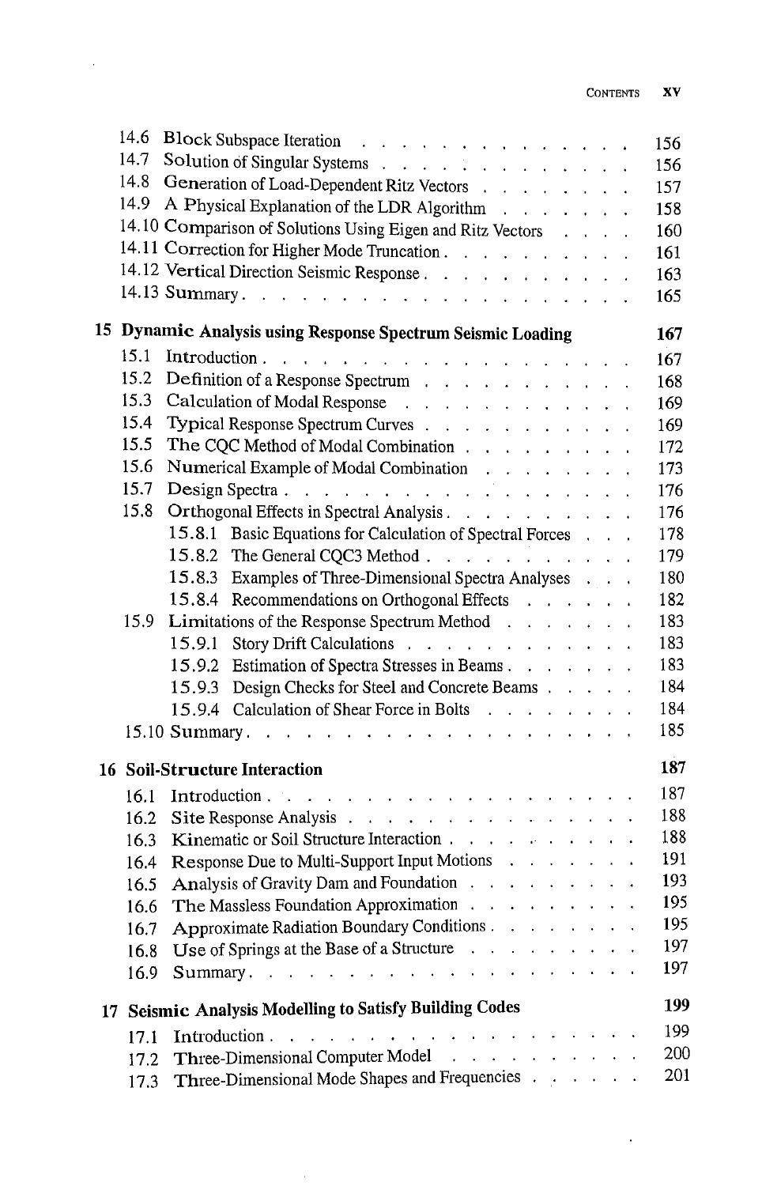- 14.6 Block Subspace Iteration . . . . . . . . . . . . . . 156
- 14.7 Solution of Singular Systems . . . . . . . . . . . . . 156
- 14.8 Generation of Load-Dependent Ritz Vectors . . . . . . . . 157
- 14.9 A Physical Explanation of the LDR Algorithm . . . . . . . 158
- 14.10 Comparison of Solutions Using Eigen and Ritz Vectors . . . . 160
- 14.11 Correction for Higher Mode Truncation . . . . . . . . . . 161
- 14.12 Vertical Direction Seismic Response . . . . . . . . . . . 163
- 14.13 Summary . . . . . . . . . . . . . . . . . . . 165

**15 Dynamic Analysis using Response Spectrum Seismic Loading** **167**

- 15.1 Introduction . . . . . . . . . . . . . . . . . . 167
- 15.2 Definition of a Response Spectrum . . . . . . . . . . . 168
- 15.3 Calculation of Modal Response . . . . . . . . . . . . 169
- 15.4 Typical Response Spectrum Curves . . . . . . . . . . . 169
- 15.5 The CQC Method of Modal Combination . . . . . . . . . 172
- 15.6 Numerical Example of Modal Combination . . . . . . . . 173
- 15.7 Design Spectra . . . . . . . . . . . . . . . . . 176
- 15.8 Orthogonal Effects in Spectral Analysis . . . . . . . . . . 176
  - 15.8.1 Basic Equations for Calculation of Spectral Forces . . . 178
  - 15.8.2 The General CQC3 Method . . . . . . . . . . . 179
  - 15.8.3 Examples of Three-Dimensional Spectra Analyses . . . 180
  - 15.8.4 Recommendations on Orthogonal Effects . . . . . . 182
- 15.9 Limitations of the Response Spectrum Method . . . . . . . 183
  - 15.9.1 Story Drift Calculations . . . . . . . . . . . . 183
  - 15.9.2 Estimation of Spectra Stresses in Beams . . . . . . . 183
  - 15.9.3 Design Checks for Steel and Concrete Beams . . . . . 184
  - 15.9.4 Calculation of Shear Force in Bolts . . . . . . . . 184
- 15.10 Summary . . . . . . . . . . . . . . . . . . . 185

**16 Soil-Structure Interaction** **187**

- 16.1 Introduction . . . . . . . . . . . . . . . . . . 187
- 16.2 Site Response Analysis . . . . . . . . . . . . . . 188
- 16.3 Kinematic or Soil Structure Interaction . . . . . . . . . . 188
- 16.4 Response Due to Multi-Support Input Motions . . . . . . . 191
- 16.5 Analysis of Gravity Dam and Foundation . . . . . . . . . 193
- 16.6 The Massless Foundation Approximation . . . . . . . . . 195
- 16.7 Approximate Radiation Boundary Conditions . . . . . . . . 195
- 16.8 Use of Springs at the Base of a Structure . . . . . . . . . 197
- 16.9 Summary . . . . . . . . . . . . . . . . . . . 197

**17 Seismic Analysis Modelling to Satisfy Building Codes** **199**

- 17.1 Introduction . . . . . . . . . . . . . . . . . . 199
- 17.2 Three-Dimensional Computer Model . . . . . . . . . . 200
- 17.3 Three-Dimensional Mode Shapes and Frequencies . . . . . . 201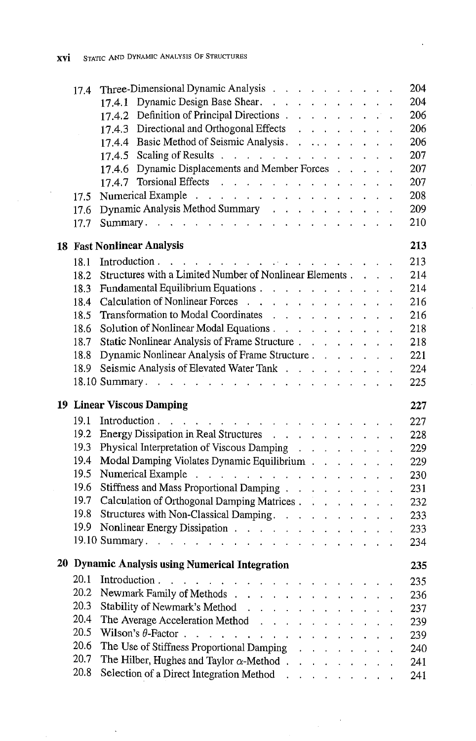| | | |
|---|---|---|
| 17.4 | Three-Dimensional Dynamic Analysis | 204 |
| | 17.4.1 Dynamic Design Base Shear | 204 |
| | 17.4.2 Definition of Principal Directions | 206 |
| | 17.4.3 Directional and Orthogonal Effects | 206 |
| | 17.4.4 Basic Method of Seismic Analysis | 206 |
| | 17.4.5 Scaling of Results | 207 |
| | 17.4.6 Dynamic Displacements and Member Forces | 207 |
| | 17.4.7 Torsional Effects | 207 |
| 17.5 | Numerical Example | 208 |
| 17.6 | Dynamic Analysis Method Summary | 209 |
| 17.7 | Summary | 210 |
| **18** | **Fast Nonlinear Analysis** | **213** |
| 18.1 | Introduction | 213 |
| 18.2 | Structures with a Limited Number of Nonlinear Elements | 214 |
| 18.3 | Fundamental Equilibrium Equations | 214 |
| 18.4 | Calculation of Nonlinear Forces | 216 |
| 18.5 | Transformation to Modal Coordinates | 216 |
| 18.6 | Solution of Nonlinear Modal Equations | 218 |
| 18.7 | Static Nonlinear Analysis of Frame Structure | 218 |
| 18.8 | Dynamic Nonlinear Analysis of Frame Structure | 221 |
| 18.9 | Seismic Analysis of Elevated Water Tank | 224 |
| 18.10 | Summary | 225 |
| **19** | **Linear Viscous Damping** | **227** |
| 19.1 | Introduction | 227 |
| 19.2 | Energy Dissipation in Real Structures | 228 |
| 19.3 | Physical Interpretation of Viscous Damping | 229 |
| 19.4 | Modal Damping Violates Dynamic Equilibrium | 229 |
| 19.5 | Numerical Example | 230 |
| 19.6 | Stiffness and Mass Proportional Damping | 231 |
| 19.7 | Calculation of Orthogonal Damping Matrices | 232 |
| 19.8 | Structures with Non-Classical Damping | 233 |
| 19.9 | Nonlinear Energy Dissipation | 233 |
| 19.10 | Summary | 234 |
| **20** | **Dynamic Analysis using Numerical Integration** | **235** |
| 20.1 | Introduction | 235 |
| 20.2 | Newmark Family of Methods | 236 |
| 20.3 | Stability of Newmark's Method | 237 |
| 20.4 | The Average Acceleration Method | 239 |
| 20.5 | Wilson's $\theta$-Factor | 239 |
| 20.6 | The Use of Stiffness Proportional Damping | 240 |
| 20.7 | The Hilber, Hughes and Taylor $\alpha$-Method | 241 |
| 20.8 | Selection of a Direct Integration Method | 241 |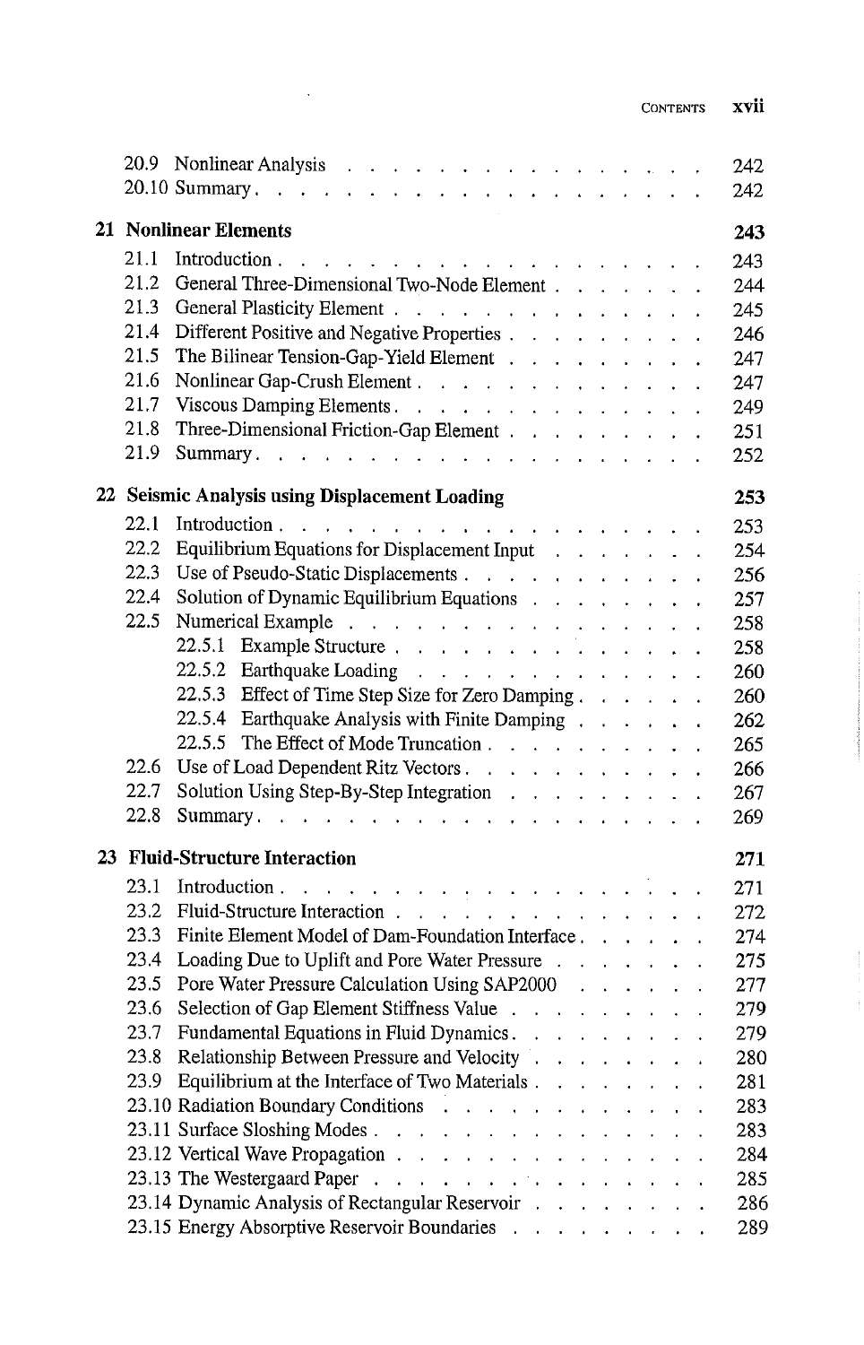20.9 Nonlinear Analysis . . . . . . . . . . . . . . . . . 242
20.10 Summary . . . . . . . . . . . . . . . . . . . . 242

**21 Nonlinear Elements** **243**

21.1 Introduction . . . . . . . . . . . . . . . . . . . 243
21.2 General Three-Dimensional Two-Node Element . . . . . . . 244
21.3 General Plasticity Element . . . . . . . . . . . . . 245
21.4 Different Positive and Negative Properties . . . . . . . . . 246
21.5 The Bilinear Tension-Gap-Yield Element . . . . . . . . . 247
21.6 Nonlinear Gap-Crush Element . . . . . . . . . . . . . 247
21.7 Viscous Damping Elements . . . . . . . . . . . . . . 249
21.8 Three-Dimensional Friction-Gap Element . . . . . . . . . 251
21.9 Summary . . . . . . . . . . . . . . . . . . . . 252

**22 Seismic Analysis using Displacement Loading** **253**

22.1 Introduction . . . . . . . . . . . . . . . . . . . 253
22.2 Equilibrium Equations for Displacement Input . . . . . . . . 254
22.3 Use of Pseudo-Static Displacements . . . . . . . . . . . 256
22.4 Solution of Dynamic Equilibrium Equations . . . . . . . . 257
22.5 Numerical Example . . . . . . . . . . . . . . . . . 258
 22.5.1 Example Structure . . . . . . . . . . . . . . 258
 22.5.2 Earthquake Loading . . . . . . . . . . . . . 260
 22.5.3 Effect of Time Step Size for Zero Damping . . . . . . 260
 22.5.4 Earthquake Analysis with Finite Damping . . . . . . 262
 22.5.5 The Effect of Mode Truncation . . . . . . . . . . 265
22.6 Use of Load Dependent Ritz Vectors . . . . . . . . . . . 266
22.7 Solution Using Step-By-Step Integration . . . . . . . . . 267
22.8 Summary . . . . . . . . . . . . . . . . . . . . 269

**23 Fluid-Structure Interaction** **271**

23.1 Introduction . . . . . . . . . . . . . . . . . . . 271
23.2 Fluid-Structure Interaction . . . . . . . . . . . . . . 272
23.3 Finite Element Model of Dam-Foundation Interface . . . . . . 274
23.4 Loading Due to Uplift and Pore Water Pressure . . . . . . . 275
23.5 Pore Water Pressure Calculation Using SAP2000 . . . . . . 277
23.6 Selection of Gap Element Stiffness Value . . . . . . . . . 279
23.7 Fundamental Equations in Fluid Dynamics . . . . . . . . . 279
23.8 Relationship Between Pressure and Velocity . . . . . . . . 280
23.9 Equilibrium at the Interface of Two Materials . . . . . . . . 281
23.10 Radiation Boundary Conditions . . . . . . . . . . . . 283
23.11 Surface Sloshing Modes . . . . . . . . . . . . . . . 283
23.12 Vertical Wave Propagation . . . . . . . . . . . . . . 284
23.13 The Westergaard Paper . . . . . . . . . . . . . . . 285
23.14 Dynamic Analysis of Rectangular Reservoir . . . . . . . . 286
23.15 Energy Absorptive Reservoir Boundaries . . . . . . . . . 289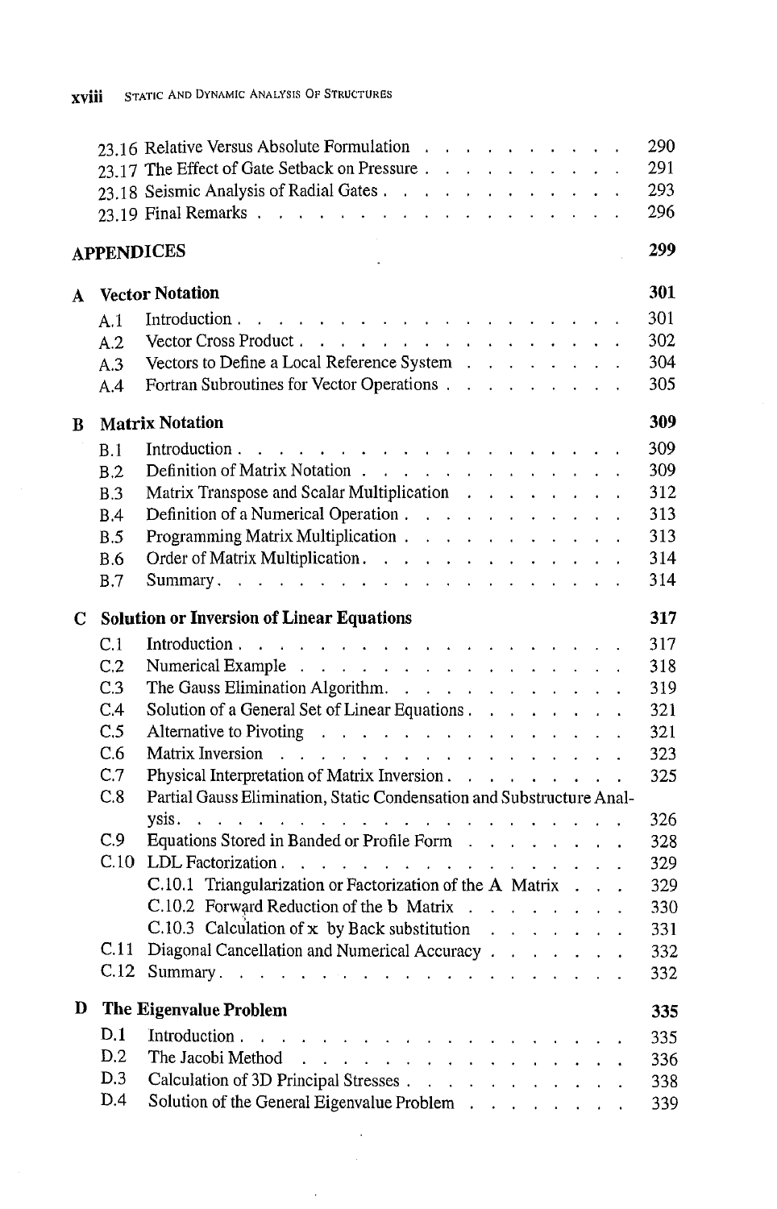23.16 Relative Versus Absolute Formulation . . . . . . . . . . . 290
23.17 The Effect of Gate Setback on Pressure . . . . . . . . . . . 291
23.18 Seismic Analysis of Radial Gates . . . . . . . . . . . . . 293
23.19 Final Remarks . . . . . . . . . . . . . . . . . . . . 296

**APPENDICES** 299

**A Vector Notation** 301

A.1 Introduction . . . . . . . . . . . . . . . . . . . . 301
A.2 Vector Cross Product . . . . . . . . . . . . . . . . . 302
A.3 Vectors to Define a Local Reference System . . . . . . . . 304
A.4 Fortran Subroutines for Vector Operations . . . . . . . . . 305

**B Matrix Notation** 309

B.1 Introduction . . . . . . . . . . . . . . . . . . . . 309
B.2 Definition of Matrix Notation . . . . . . . . . . . . . . 309
B.3 Matrix Transpose and Scalar Multiplication . . . . . . . . 312
B.4 Definition of a Numerical Operation . . . . . . . . . . . . 313
B.5 Programming Matrix Multiplication . . . . . . . . . . . . 313
B.6 Order of Matrix Multiplication . . . . . . . . . . . . . . 314
B.7 Summary . . . . . . . . . . . . . . . . . . . . . . 314

**C Solution or Inversion of Linear Equations** 317

C.1 Introduction . . . . . . . . . . . . . . . . . . . . 317
C.2 Numerical Example . . . . . . . . . . . . . . . . . . 318
C.3 The Gauss Elimination Algorithm . . . . . . . . . . . . . 319
C.4 Solution of a General Set of Linear Equations . . . . . . . . 321
C.5 Alternative to Pivoting . . . . . . . . . . . . . . . . 321
C.6 Matrix Inversion . . . . . . . . . . . . . . . . . . . 323
C.7 Physical Interpretation of Matrix Inversion . . . . . . . . . 325
C.8 Partial Gauss Elimination, Static Condensation and Substructure Analysis . . . . . . . . . . . . . . . . . . . . . . 326
C.9 Equations Stored in Banded or Profile Form . . . . . . . . 328
C.10 LDL Factorization . . . . . . . . . . . . . . . . . . 329
C.10.1 Triangularization or Factorization of the A Matrix . . . 329
C.10.2 Forward Reduction of the b Matrix . . . . . . . . 330
C.10.3 Calculation of x by Back substitution . . . . . . . 331
C.11 Diagonal Cancellation and Numerical Accuracy . . . . . . . 332
C.12 Summary . . . . . . . . . . . . . . . . . . . . . . 332

**D The Eigenvalue Problem** 335

D.1 Introduction . . . . . . . . . . . . . . . . . . . . 335
D.2 The Jacobi Method . . . . . . . . . . . . . . . . . . 336
D.3 Calculation of 3D Principal Stresses . . . . . . . . . . . . 338
D.4 Solution of the General Eigenvalue Problem . . . . . . . . 339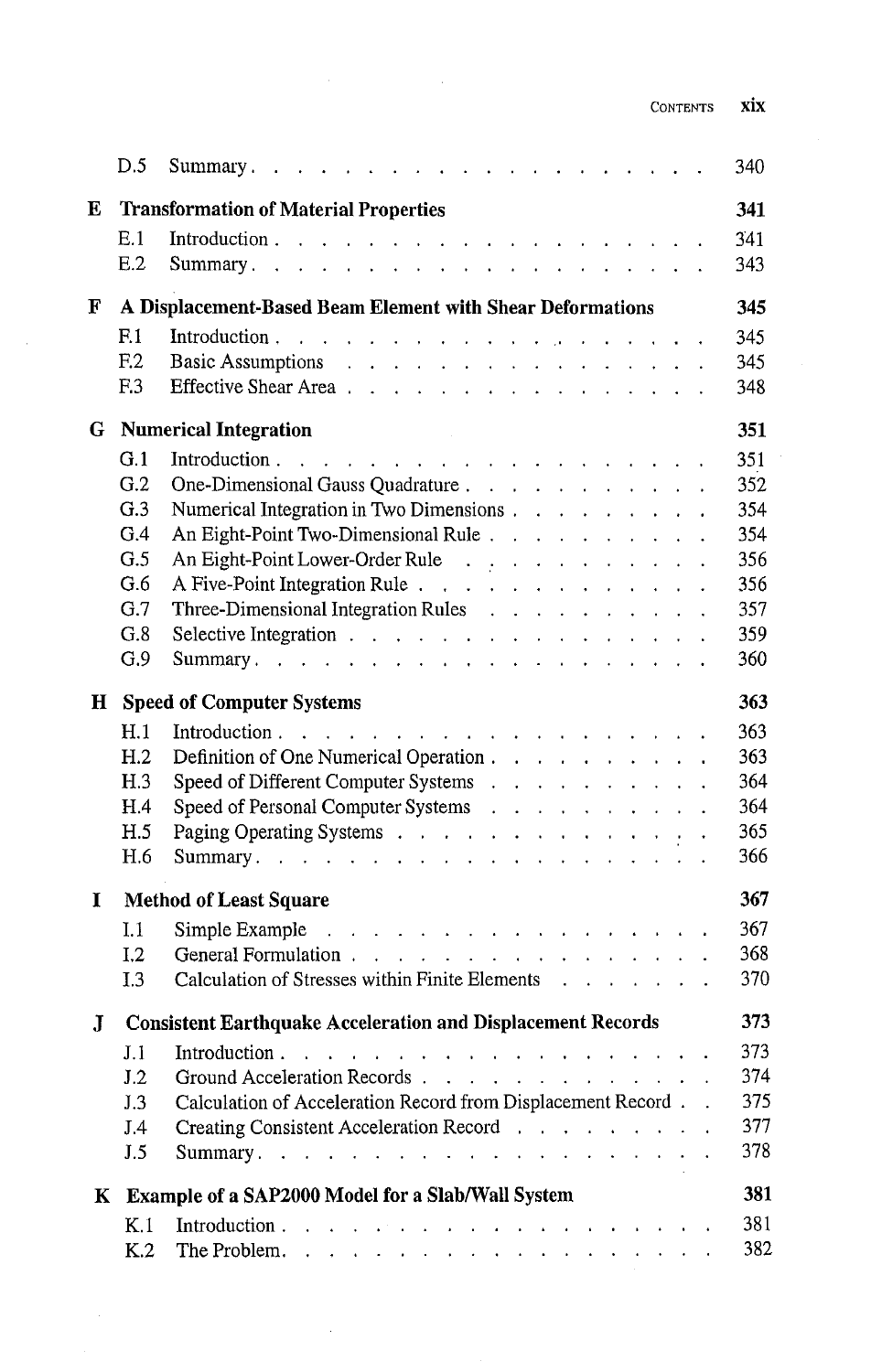| | | |
|---|---|---|
| D.5 | Summary | 340 |
| **E** | **Transformation of Material Properties** | **341** |
| E.1 | Introduction | 341 |
| E.2 | Summary | 343 |
| **F** | **A Displacement-Based Beam Element with Shear Deformations** | **345** |
| F.1 | Introduction | 345 |
| F.2 | Basic Assumptions | 345 |
| F.3 | Effective Shear Area | 348 |
| **G** | **Numerical Integration** | **351** |
| G.1 | Introduction | 351 |
| G.2 | One-Dimensional Gauss Quadrature | 352 |
| G.3 | Numerical Integration in Two Dimensions | 354 |
| G.4 | An Eight-Point Two-Dimensional Rule | 354 |
| G.5 | An Eight-Point Lower-Order Rule | 356 |
| G.6 | A Five-Point Integration Rule | 356 |
| G.7 | Three-Dimensional Integration Rules | 357 |
| G.8 | Selective Integration | 359 |
| G.9 | Summary | 360 |
| **H** | **Speed of Computer Systems** | **363** |
| H.1 | Introduction | 363 |
| H.2 | Definition of One Numerical Operation | 363 |
| H.3 | Speed of Different Computer Systems | 364 |
| H.4 | Speed of Personal Computer Systems | 364 |
| H.5 | Paging Operating Systems | 365 |
| H.6 | Summary | 366 |
| **I** | **Method of Least Square** | **367** |
| I.1 | Simple Example | 367 |
| I.2 | General Formulation | 368 |
| I.3 | Calculation of Stresses within Finite Elements | 370 |
| **J** | **Consistent Earthquake Acceleration and Displacement Records** | **373** |
| J.1 | Introduction | 373 |
| J.2 | Ground Acceleration Records | 374 |
| J.3 | Calculation of Acceleration Record from Displacement Record | 375 |
| J.4 | Creating Consistent Acceleration Record | 377 |
| J.5 | Summary | 378 |
| **K** | **Example of a SAP2000 Model for a Slab/Wall System** | **381** |
| K.1 | Introduction | 381 |
| K.2 | The Problem | 382 |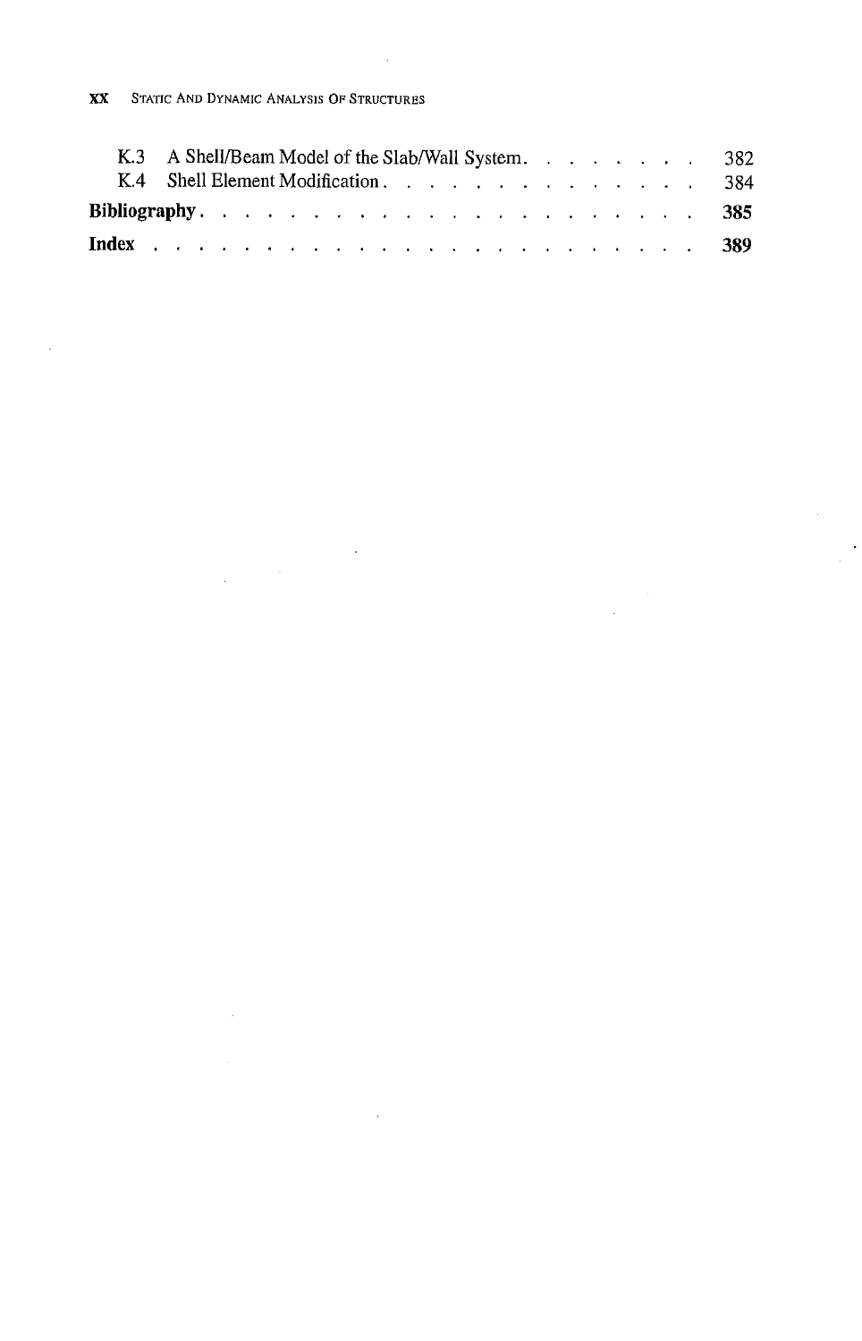K.3 A Shell/Beam Model of the Slab/Wall System . . . . . . . . . 382
K.4 Shell Element Modification . . . . . . . . . . . . . . . 384

**Bibliography** . . . . . . . . . . . . . . . . . . . . . . . . **385**

**Index** . . . . . . . . . . . . . . . . . . . . . . . . . . **389**